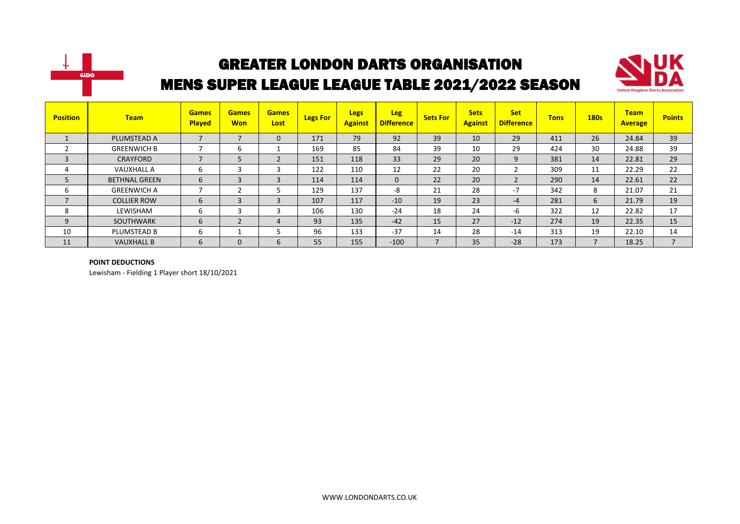# GREATER LONDON DARTS ORGANISATION

## MENS SUPER LEAGUE LEAGUE TABLE 2021/2022 SEASON

| Position | Team | Games Played | Games Won | Games Lost | Legs For | Legs Against | Leg Difference | Sets For | Sets Against | Set Difference | Tons | 180s | Team Average | Points |
|---|---|---|---|---|---|---|---|---|---|---|---|---|---|---|
| 1 | PLUMSTEAD A | 7 | 7 | 0 | 171 | 79 | 92 | 39 | 10 | 29 | 411 | 26 | 24.84 | 39 |
| 2 | GREENWICH B | 7 | 6 | 1 | 169 | 85 | 84 | 39 | 10 | 29 | 424 | 30 | 24.88 | 39 |
| 3 | CRAYFORD | 7 | 5 | 2 | 151 | 118 | 33 | 29 | 20 | 9 | 381 | 14 | 22.81 | 29 |
| 4 | VAUXHALL A | 6 | 3 | 3 | 122 | 110 | 12 | 22 | 20 | 2 | 309 | 11 | 22.29 | 22 |
| 5 | BETHNAL GREEN | 6 | 3 | 3 | 114 | 114 | 0 | 22 | 20 | 2 | 290 | 14 | 22.61 | 22 |
| 6 | GREENWICH A | 7 | 2 | 5 | 129 | 137 | -8 | 21 | 28 | -7 | 342 | 8 | 21.07 | 21 |
| 7 | COLLIER ROW | 6 | 3 | 3 | 107 | 117 | -10 | 19 | 23 | -4 | 281 | 6 | 21.79 | 19 |
| 8 | LEWISHAM | 6 | 3 | 3 | 106 | 130 | -24 | 18 | 24 | -6 | 322 | 12 | 22.82 | 17 |
| 9 | SOUTHWARK | 6 | 2 | 4 | 93 | 135 | -42 | 15 | 27 | -12 | 274 | 19 | 22.35 | 15 |
| 10 | PLUMSTEAD B | 6 | 1 | 5 | 96 | 133 | -37 | 14 | 28 | -14 | 313 | 19 | 22.10 | 14 |
| 11 | VAUXHALL B | 6 | 0 | 6 | 55 | 155 | -100 | 7 | 35 | -28 | 173 | 7 | 18.25 | 7 |

**POINT DEDUCTIONS**

Lewisham - Fielding 1 Player short 18/10/2021

WWW.LONDONDARTS.CO.UK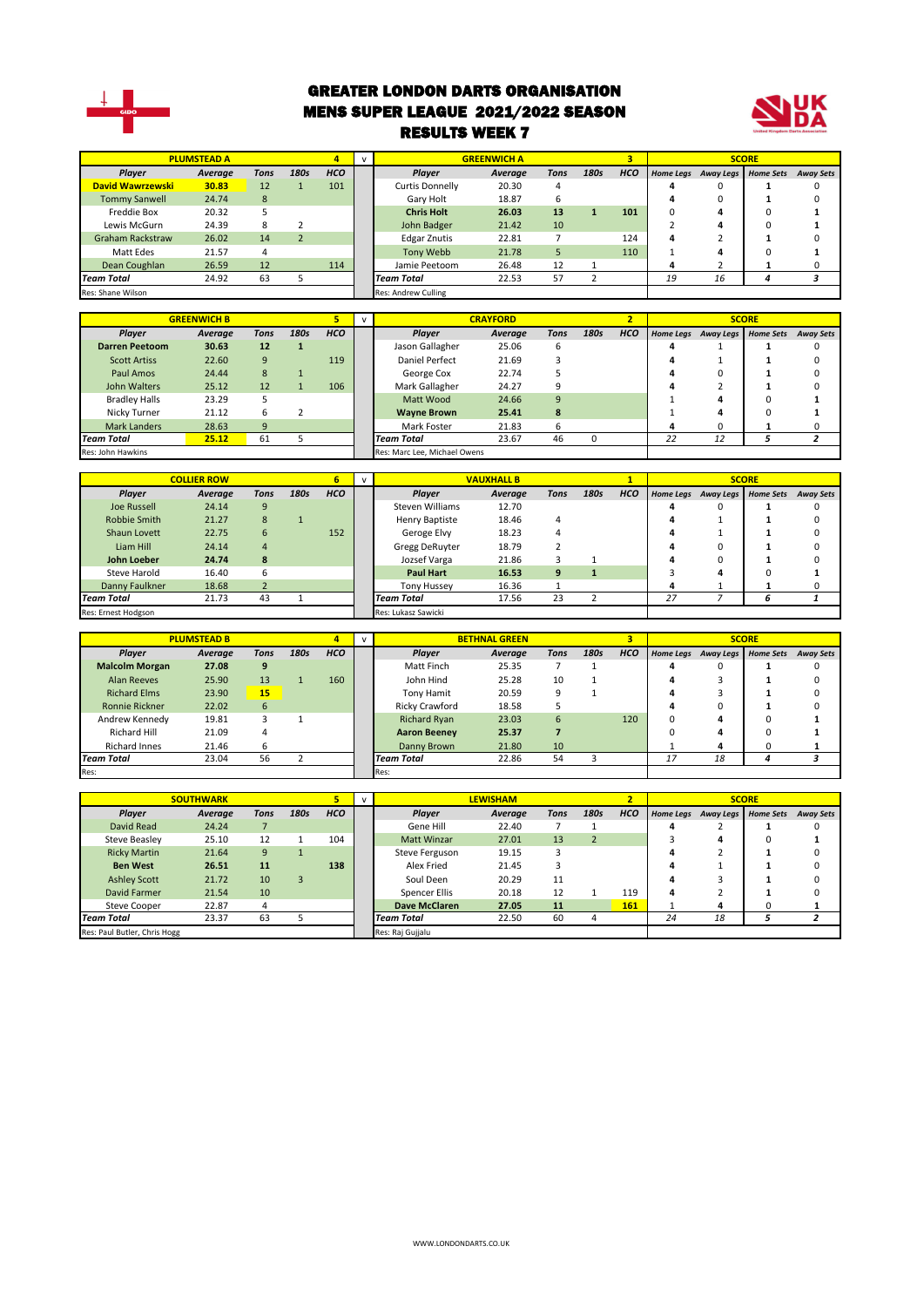# GREATER LONDON DARTS ORGANISATION
## MENS SUPER LEAGUE 2021/2022 SEASON
### RESULTS WEEK 7

| PLUMSTEAD A | | | | 4 | v | GREENWICH A | | | | 3 | SCORE | | | |
|---|---|---|---|---|---|---|---|---|---|---|---|---|---|---|
| Player | Average | Tons | 180s | HCO | | Player | Average | Tons | 180s | HCO | Home Legs | Away Legs | Home Sets | Away Sets |
| **David Wawrzewski** | **30.83** | 12 | 1 | 101 | | Curtis Donnelly | 20.30 | 4 | | | 4 | 0 | 1 | 0 |
| Tommy Sanwell | 24.74 | 8 | | | | Gary Holt | 18.87 | 6 | | | 4 | 0 | 1 | 0 |
| Freddie Box | 20.32 | 5 | | | | **Chris Holt** | **26.03** | **13** | **1** | **101** | 0 | 4 | 0 | 1 |
| Lewis McGurn | 24.39 | 8 | 2 | | | John Badger | 21.42 | 10 | | | 2 | 4 | 0 | 1 |
| Graham Rackstraw | 26.02 | 14 | 2 | | | Edgar Znutis | 22.81 | 7 | | 124 | 4 | 2 | 1 | 0 |
| Matt Edes | 21.57 | 4 | | | | Tony Webb | 21.78 | 5 | | 110 | 1 | 4 | 0 | 1 |
| Dean Coughlan | 26.59 | 12 | | 114 | | Jamie Peetoom | 26.48 | 12 | 1 | | 4 | 2 | 1 | 0 |
| *Team Total* | 24.92 | 63 | 5 | | | *Team Total* | 22.53 | 57 | 2 | | *19* | *16* | *4* | *3* |
| Res: Shane Wilson | | | | | | Res: Andrew Culling | | | | | | | | |

| GREENWICH B | | | | 5 | v | CRAYFORD | | | | 2 | SCORE | | | |
|---|---|---|---|---|---|---|---|---|---|---|---|---|---|---|
| Player | Average | Tons | 180s | HCO | | Player | Average | Tons | 180s | HCO | Home Legs | Away Legs | Home Sets | Away Sets |
| **Darren Peetoom** | **30.63** | **12** | **1** | | | Jason Gallagher | 25.06 | 6 | | | 4 | 1 | 1 | 0 |
| Scott Artiss | 22.60 | 9 | | 119 | | Daniel Perfect | 21.69 | 3 | | | 4 | 1 | 1 | 0 |
| Paul Amos | 24.44 | 8 | 1 | | | George Cox | 22.74 | 5 | | | 4 | 0 | 1 | 0 |
| John Walters | 25.12 | 12 | 1 | 106 | | Mark Gallagher | 24.27 | 9 | | | 4 | 2 | 1 | 0 |
| Bradley Halls | 23.29 | 5 | | | | Matt Wood | 24.66 | 9 | | | 1 | 4 | 0 | 1 |
| Nicky Turner | 21.12 | 6 | 2 | | | **Wayne Brown** | **25.41** | **8** | | | 1 | 4 | 0 | 1 |
| Mark Landers | 28.63 | 9 | | | | Mark Foster | 21.83 | 6 | | | 4 | 0 | 1 | 0 |
| *Team Total* | **25.12** | 61 | 5 | | | *Team Total* | 23.67 | 46 | 0 | | *22* | *12* | *5* | *2* |
| Res: John Hawkins | | | | | | Res: Marc Lee, Michael Owens | | | | | | | | |

| COLLIER ROW | | | | 6 | v | VAUXHALL B | | | | 1 | SCORE | | | |
|---|---|---|---|---|---|---|---|---|---|---|---|---|---|---|
| Player | Average | Tons | 180s | HCO | | Player | Average | Tons | 180s | HCO | Home Legs | Away Legs | Home Sets | Away Sets |
| Joe Russell | 24.14 | 9 | | | | Steven Williams | 12.70 | | | | 4 | 0 | 1 | 0 |
| Robbie Smith | 21.27 | 8 | 1 | | | Henry Baptiste | 18.46 | 4 | | | 4 | 1 | 1 | 0 |
| Shaun Lovett | 22.75 | 6 | | 152 | | Geroge Elvy | 18.23 | 4 | | | 4 | 1 | 1 | 0 |
| Liam Hill | 24.14 | 4 | | | | Gregg DeRuyter | 18.79 | 2 | | | 4 | 0 | 1 | 0 |
| **John Loeber** | **24.74** | **8** | | | | Jozsef Varga | 21.86 | 3 | 1 | | 4 | 0 | 1 | 0 |
| Steve Harold | 16.40 | 6 | | | | **Paul Hart** | **16.53** | **9** | **1** | | 3 | 4 | 0 | 1 |
| Danny Faulkner | 18.68 | 2 | | | | Tony Hussey | 16.36 | 1 | | | 4 | 1 | 1 | 0 |
| *Team Total* | 21.73 | 43 | 1 | | | *Team Total* | 17.56 | 23 | 2 | | *27* | *7* | *6* | *1* |
| Res: Ernest Hodgson | | | | | | Res: Lukasz Sawicki | | | | | | | | |

| PLUMSTEAD B | | | | 4 | v | BETHNAL GREEN | | | | 3 | SCORE | | | |
|---|---|---|---|---|---|---|---|---|---|---|---|---|---|---|
| Player | Average | Tons | 180s | HCO | | Player | Average | Tons | 180s | HCO | Home Legs | Away Legs | Home Sets | Away Sets |
| **Malcolm Morgan** | **27.08** | **9** | | | | Matt Finch | 25.35 | 7 | 1 | | 4 | 0 | 1 | 0 |
| Alan Reeves | 25.90 | 13 | 1 | 160 | | John Hind | 25.28 | 10 | 1 | | 4 | 3 | 1 | 0 |
| Richard Elms | 23.90 | **15** | | | | Tony Hamit | 20.59 | 9 | 1 | | 4 | 3 | 1 | 0 |
| Ronnie Rickner | 22.02 | 6 | | | | Ricky Crawford | 18.58 | 5 | | | 4 | 0 | 1 | 0 |
| Andrew Kennedy | 19.81 | 3 | 1 | | | Richard Ryan | 23.03 | 6 | | 120 | 0 | 4 | 0 | 1 |
| Richard Hill | 21.09 | 4 | | | | **Aaron Beeney** | **25.37** | **7** | | | 0 | 4 | 0 | 1 |
| Richard Innes | 21.46 | 6 | | | | Danny Brown | 21.80 | 10 | | | 1 | 4 | 0 | 1 |
| *Team Total* | 23.04 | 56 | 2 | | | *Team Total* | 22.86 | 54 | 3 | | *17* | *18* | *4* | *3* |
| Res: | | | | | | Res: | | | | | | | | |

| SOUTHWARK | | | | 5 | v | LEWISHAM | | | | 2 | SCORE | | | |
|---|---|---|---|---|---|---|---|---|---|---|---|---|---|---|
| Player | Average | Tons | 180s | HCO | | Player | Average | Tons | 180s | HCO | Home Legs | Away Legs | Home Sets | Away Sets |
| David Read | 24.24 | 7 | | | | Gene Hill | 22.40 | 7 | 1 | | 4 | 2 | 1 | 0 |
| Steve Beasley | 25.10 | 12 | 1 | 104 | | Matt Winzar | 27.01 | 13 | 2 | | 3 | 4 | 0 | 1 |
| Ricky Martin | 21.64 | 9 | 1 | | | Steve Ferguson | 19.15 | 3 | | | 4 | 2 | 1 | 0 |
| **Ben West** | **26.51** | **11** | | **138** | | Alex Fried | 21.45 | 3 | | | 4 | 1 | 1 | 0 |
| Ashley Scott | 21.72 | 10 | 3 | | | Soul Deen | 20.29 | 11 | | | 4 | 3 | 1 | 0 |
| David Farmer | 21.54 | 10 | | | | Spencer Ellis | 20.18 | 12 | 1 | 119 | 4 | 2 | 1 | 0 |
| Steve Cooper | 22.87 | 4 | | | | **Dave McClaren** | **27.05** | **11** | | **161** | 1 | 4 | 0 | 1 |
| *Team Total* | 23.37 | 63 | 5 | | | *Team Total* | 22.50 | 60 | 4 | | *24* | *18* | *5* | *2* |
| Res: Paul Butler, Chris Hogg | | | | | | Res: Raj Gujjalu | | | | | | | | |

WWW.LONDONDARTS.CO.UK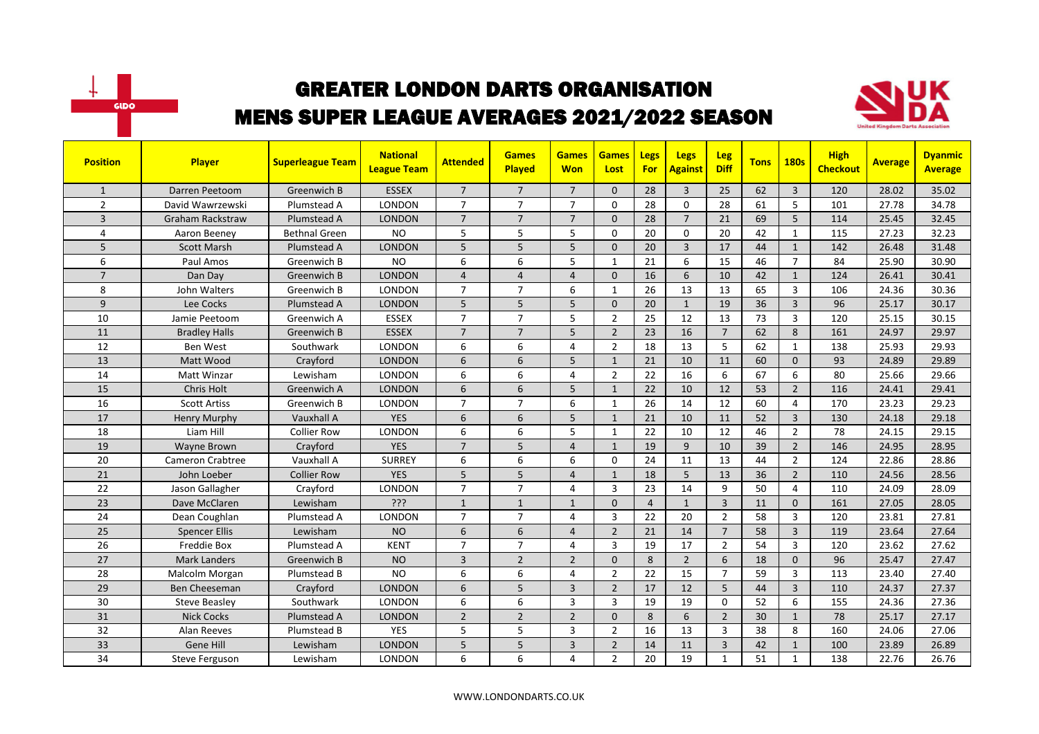# GREATER LONDON DARTS ORGANISATION
## MENS SUPER LEAGUE AVERAGES 2021/2022 SEASON

| Position | Player | Superleague Team | National League Team | Attended | Games Played | Games Won | Games Lost | Legs For | Legs Against | Leg Diff | Tons | 180s | High Checkout | Average | Dyanmic Average |
|---|---|---|---|---|---|---|---|---|---|---|---|---|---|---|---|
| 1 | Darren Peetoom | Greenwich B | ESSEX | 7 | 7 | 7 | 0 | 28 | 3 | 25 | 62 | 3 | 120 | 28.02 | 35.02 |
| 2 | David Wawrzewski | Plumstead A | LONDON | 7 | 7 | 7 | 0 | 28 | 0 | 28 | 61 | 5 | 101 | 27.78 | 34.78 |
| 3 | Graham Rackstraw | Plumstead A | LONDON | 7 | 7 | 7 | 0 | 28 | 7 | 21 | 69 | 5 | 114 | 25.45 | 32.45 |
| 4 | Aaron Beeney | Bethnal Green | NO | 5 | 5 | 5 | 0 | 20 | 0 | 20 | 42 | 1 | 115 | 27.23 | 32.23 |
| 5 | Scott Marsh | Plumstead A | LONDON | 5 | 5 | 5 | 0 | 20 | 3 | 17 | 44 | 1 | 142 | 26.48 | 31.48 |
| 6 | Paul Amos | Greenwich B | NO | 6 | 6 | 5 | 1 | 21 | 6 | 15 | 46 | 7 | 84 | 25.90 | 30.90 |
| 7 | Dan Day | Greenwich B | LONDON | 4 | 4 | 4 | 0 | 16 | 6 | 10 | 42 | 1 | 124 | 26.41 | 30.41 |
| 8 | John Walters | Greenwich B | LONDON | 7 | 7 | 6 | 1 | 26 | 13 | 13 | 65 | 3 | 106 | 24.36 | 30.36 |
| 9 | Lee Cocks | Plumstead A | LONDON | 5 | 5 | 5 | 0 | 20 | 1 | 19 | 36 | 3 | 96 | 25.17 | 30.17 |
| 10 | Jamie Peetoom | Greenwich A | ESSEX | 7 | 7 | 5 | 2 | 25 | 12 | 13 | 73 | 3 | 120 | 25.15 | 30.15 |
| 11 | Bradley Halls | Greenwich B | ESSEX | 7 | 7 | 5 | 2 | 23 | 16 | 7 | 62 | 8 | 161 | 24.97 | 29.97 |
| 12 | Ben West | Southwark | LONDON | 6 | 6 | 4 | 2 | 18 | 13 | 5 | 62 | 1 | 138 | 25.93 | 29.93 |
| 13 | Matt Wood | Crayford | LONDON | 6 | 6 | 5 | 1 | 21 | 10 | 11 | 60 | 0 | 93 | 24.89 | 29.89 |
| 14 | Matt Winzar | Lewisham | LONDON | 6 | 6 | 4 | 2 | 22 | 16 | 6 | 67 | 6 | 80 | 25.66 | 29.66 |
| 15 | Chris Holt | Greenwich A | LONDON | 6 | 6 | 5 | 1 | 22 | 10 | 12 | 53 | 2 | 116 | 24.41 | 29.41 |
| 16 | Scott Artiss | Greenwich B | LONDON | 7 | 7 | 6 | 1 | 26 | 14 | 12 | 60 | 4 | 170 | 23.23 | 29.23 |
| 17 | Henry Murphy | Vauxhall A | YES | 6 | 6 | 5 | 1 | 21 | 10 | 11 | 52 | 3 | 130 | 24.18 | 29.18 |
| 18 | Liam Hill | Collier Row | LONDON | 6 | 6 | 5 | 1 | 22 | 10 | 12 | 46 | 2 | 78 | 24.15 | 29.15 |
| 19 | Wayne Brown | Crayford | YES | 7 | 5 | 4 | 1 | 19 | 9 | 10 | 39 | 2 | 146 | 24.95 | 28.95 |
| 20 | Cameron Crabtree | Vauxhall A | SURREY | 6 | 6 | 6 | 0 | 24 | 11 | 13 | 44 | 2 | 124 | 22.86 | 28.86 |
| 21 | John Loeber | Collier Row | YES | 5 | 5 | 4 | 1 | 18 | 5 | 13 | 36 | 2 | 110 | 24.56 | 28.56 |
| 22 | Jason Gallagher | Crayford | LONDON | 7 | 7 | 4 | 3 | 23 | 14 | 9 | 50 | 4 | 110 | 24.09 | 28.09 |
| 23 | Dave McClaren | Lewisham | ??? | 1 | 1 | 1 | 0 | 4 | 1 | 3 | 11 | 0 | 161 | 27.05 | 28.05 |
| 24 | Dean Coughlan | Plumstead A | LONDON | 7 | 7 | 4 | 3 | 22 | 20 | 2 | 58 | 3 | 120 | 23.81 | 27.81 |
| 25 | Spencer Ellis | Lewisham | NO | 6 | 6 | 4 | 2 | 21 | 14 | 7 | 58 | 3 | 119 | 23.64 | 27.64 |
| 26 | Freddie Box | Plumstead A | KENT | 7 | 7 | 4 | 3 | 19 | 17 | 2 | 54 | 3 | 120 | 23.62 | 27.62 |
| 27 | Mark Landers | Greenwich B | NO | 3 | 2 | 2 | 0 | 8 | 2 | 6 | 18 | 0 | 96 | 25.47 | 27.47 |
| 28 | Malcolm Morgan | Plumstead B | NO | 6 | 6 | 4 | 2 | 22 | 15 | 7 | 59 | 3 | 113 | 23.40 | 27.40 |
| 29 | Ben Cheeseman | Crayford | LONDON | 6 | 5 | 3 | 2 | 17 | 12 | 5 | 44 | 3 | 110 | 24.37 | 27.37 |
| 30 | Steve Beasley | Southwark | LONDON | 6 | 6 | 3 | 3 | 19 | 19 | 0 | 52 | 6 | 155 | 24.36 | 27.36 |
| 31 | Nick Cocks | Plumstead A | LONDON | 2 | 2 | 2 | 0 | 8 | 6 | 2 | 30 | 1 | 78 | 25.17 | 27.17 |
| 32 | Alan Reeves | Plumstead B | YES | 5 | 5 | 3 | 2 | 16 | 13 | 3 | 38 | 8 | 160 | 24.06 | 27.06 |
| 33 | Gene Hill | Lewisham | LONDON | 5 | 5 | 3 | 2 | 14 | 11 | 3 | 42 | 1 | 100 | 23.89 | 26.89 |
| 34 | Steve Ferguson | Lewisham | LONDON | 6 | 6 | 4 | 2 | 20 | 19 | 1 | 51 | 1 | 138 | 22.76 | 26.76 |

WWW.LONDONDARTS.CO.UK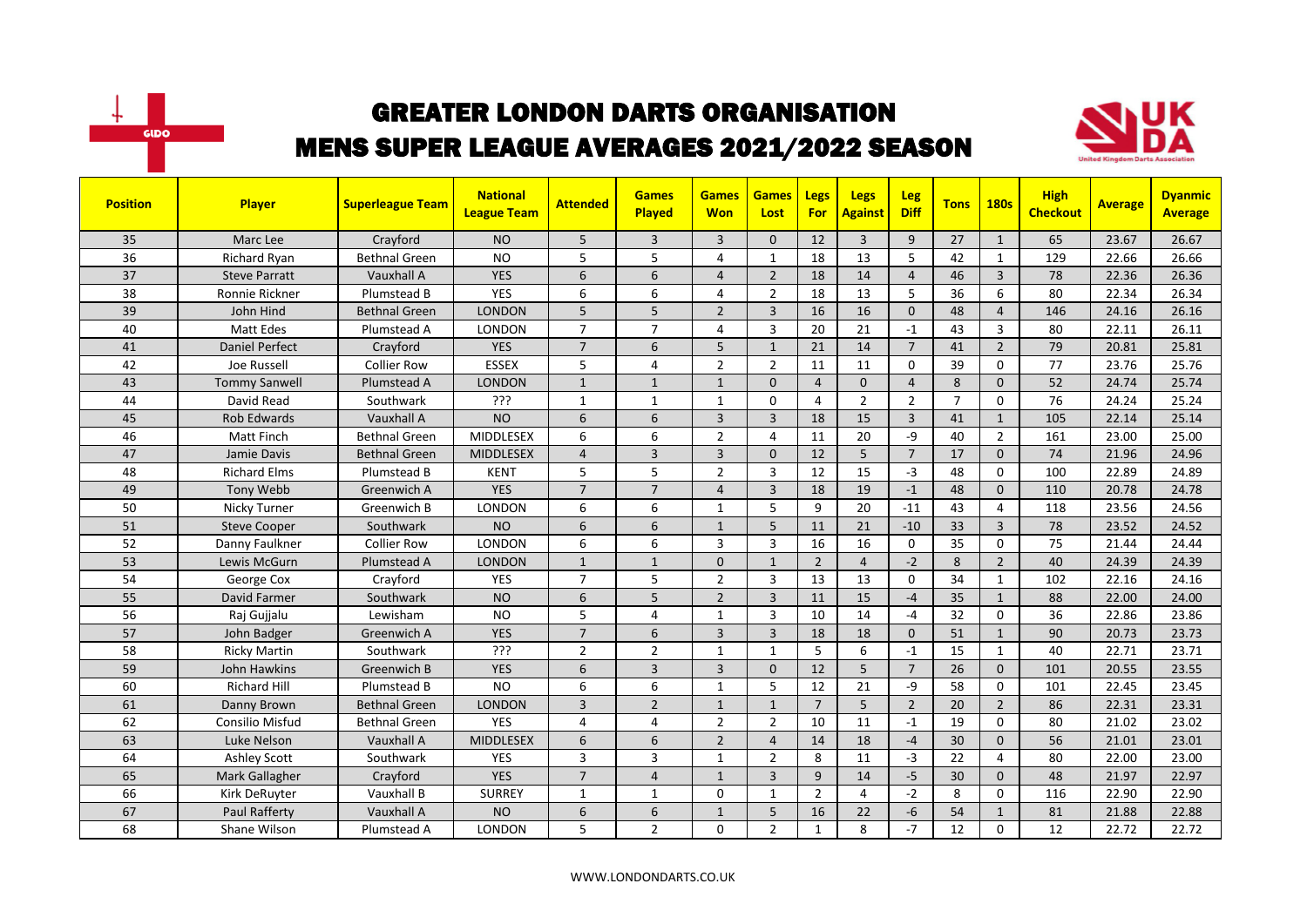# GREATER LONDON DARTS ORGANISATION
## MENS SUPER LEAGUE AVERAGES 2021/2022 SEASON

| Position | Player | Superleague Team | National League Team | Attended | Games Played | Games Won | Games Lost | Legs For | Legs Against | Leg Diff | Tons | 180s | High Checkout | Average | Dyanmic Average |
|---|---|---|---|---|---|---|---|---|---|---|---|---|---|---|---|
| 35 | Marc Lee | Crayford | NO | 5 | 3 | 3 | 0 | 12 | 3 | 9 | 27 | 1 | 65 | 23.67 | 26.67 |
| 36 | Richard Ryan | Bethnal Green | NO | 5 | 5 | 4 | 1 | 18 | 13 | 5 | 42 | 1 | 129 | 22.66 | 26.66 |
| 37 | Steve Parratt | Vauxhall A | YES | 6 | 6 | 4 | 2 | 18 | 14 | 4 | 46 | 3 | 78 | 22.36 | 26.36 |
| 38 | Ronnie Rickner | Plumstead B | YES | 6 | 6 | 4 | 2 | 18 | 13 | 5 | 36 | 6 | 80 | 22.34 | 26.34 |
| 39 | John Hind | Bethnal Green | LONDON | 5 | 5 | 2 | 3 | 16 | 16 | 0 | 48 | 4 | 146 | 24.16 | 26.16 |
| 40 | Matt Edes | Plumstead A | LONDON | 7 | 7 | 4 | 3 | 20 | 21 | -1 | 43 | 3 | 80 | 22.11 | 26.11 |
| 41 | Daniel Perfect | Crayford | YES | 7 | 6 | 5 | 1 | 21 | 14 | 7 | 41 | 2 | 79 | 20.81 | 25.81 |
| 42 | Joe Russell | Collier Row | ESSEX | 5 | 4 | 2 | 2 | 11 | 11 | 0 | 39 | 0 | 77 | 23.76 | 25.76 |
| 43 | Tommy Sanwell | Plumstead A | LONDON | 1 | 1 | 1 | 0 | 4 | 0 | 4 | 8 | 0 | 52 | 24.74 | 25.74 |
| 44 | David Read | Southwark | ??? | 1 | 1 | 1 | 0 | 4 | 2 | 2 | 7 | 0 | 76 | 24.24 | 25.24 |
| 45 | Rob Edwards | Vauxhall A | NO | 6 | 6 | 3 | 3 | 18 | 15 | 3 | 41 | 1 | 105 | 22.14 | 25.14 |
| 46 | Matt Finch | Bethnal Green | MIDDLESEX | 6 | 6 | 2 | 4 | 11 | 20 | -9 | 40 | 2 | 161 | 23.00 | 25.00 |
| 47 | Jamie Davis | Bethnal Green | MIDDLESEX | 4 | 3 | 3 | 0 | 12 | 5 | 7 | 17 | 0 | 74 | 21.96 | 24.96 |
| 48 | Richard Elms | Plumstead B | KENT | 5 | 5 | 2 | 3 | 12 | 15 | -3 | 48 | 0 | 100 | 22.89 | 24.89 |
| 49 | Tony Webb | Greenwich A | YES | 7 | 7 | 4 | 3 | 18 | 19 | -1 | 48 | 0 | 110 | 20.78 | 24.78 |
| 50 | Nicky Turner | Greenwich B | LONDON | 6 | 6 | 1 | 5 | 9 | 20 | -11 | 43 | 4 | 118 | 23.56 | 24.56 |
| 51 | Steve Cooper | Southwark | NO | 6 | 6 | 1 | 5 | 11 | 21 | -10 | 33 | 3 | 78 | 23.52 | 24.52 |
| 52 | Danny Faulkner | Collier Row | LONDON | 6 | 6 | 3 | 3 | 16 | 16 | 0 | 35 | 0 | 75 | 21.44 | 24.44 |
| 53 | Lewis McGurn | Plumstead A | LONDON | 1 | 1 | 0 | 1 | 2 | 4 | -2 | 8 | 2 | 40 | 24.39 | 24.39 |
| 54 | George Cox | Crayford | YES | 7 | 5 | 2 | 3 | 13 | 13 | 0 | 34 | 1 | 102 | 22.16 | 24.16 |
| 55 | David Farmer | Southwark | NO | 6 | 5 | 2 | 3 | 11 | 15 | -4 | 35 | 1 | 88 | 22.00 | 24.00 |
| 56 | Raj Gujjalu | Lewisham | NO | 5 | 4 | 1 | 3 | 10 | 14 | -4 | 32 | 0 | 36 | 22.86 | 23.86 |
| 57 | John Badger | Greenwich A | YES | 7 | 6 | 3 | 3 | 18 | 18 | 0 | 51 | 1 | 90 | 20.73 | 23.73 |
| 58 | Ricky Martin | Southwark | ??? | 2 | 2 | 1 | 1 | 5 | 6 | -1 | 15 | 1 | 40 | 22.71 | 23.71 |
| 59 | John Hawkins | Greenwich B | YES | 6 | 3 | 3 | 0 | 12 | 5 | 7 | 26 | 0 | 101 | 20.55 | 23.55 |
| 60 | Richard Hill | Plumstead B | NO | 6 | 6 | 1 | 5 | 12 | 21 | -9 | 58 | 0 | 101 | 22.45 | 23.45 |
| 61 | Danny Brown | Bethnal Green | LONDON | 3 | 2 | 1 | 1 | 7 | 5 | 2 | 20 | 2 | 86 | 22.31 | 23.31 |
| 62 | Consilio Misfud | Bethnal Green | YES | 4 | 4 | 2 | 2 | 10 | 11 | -1 | 19 | 0 | 80 | 21.02 | 23.02 |
| 63 | Luke Nelson | Vauxhall A | MIDDLESEX | 6 | 6 | 2 | 4 | 14 | 18 | -4 | 30 | 0 | 56 | 21.01 | 23.01 |
| 64 | Ashley Scott | Southwark | YES | 3 | 3 | 1 | 2 | 8 | 11 | -3 | 22 | 4 | 80 | 22.00 | 23.00 |
| 65 | Mark Gallagher | Crayford | YES | 7 | 4 | 1 | 3 | 9 | 14 | -5 | 30 | 0 | 48 | 21.97 | 22.97 |
| 66 | Kirk DeRuyter | Vauxhall B | SURREY | 1 | 1 | 0 | 1 | 2 | 4 | -2 | 8 | 0 | 116 | 22.90 | 22.90 |
| 67 | Paul Rafferty | Vauxhall A | NO | 6 | 6 | 1 | 5 | 16 | 22 | -6 | 54 | 1 | 81 | 21.88 | 22.88 |
| 68 | Shane Wilson | Plumstead A | LONDON | 5 | 2 | 0 | 2 | 1 | 8 | -7 | 12 | 0 | 12 | 22.72 | 22.72 |

WWW.LONDONDARTS.CO.UK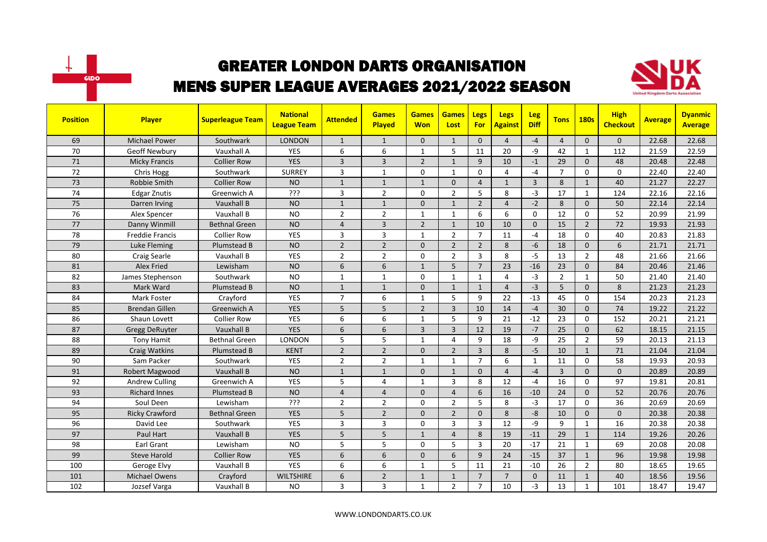# GREATER LONDON DARTS ORGANISATION

## MENS SUPER LEAGUE AVERAGES 2021/2022 SEASON

| Position | Player | Superleague Team | National League Team | Attended | Games Played | Games Won | Games Lost | Legs For | Legs Against | Leg Diff | Tons | 180s | High Checkout | Average | Dyanmic Average |
|---|---|---|---|---|---|---|---|---|---|---|---|---|---|---|---|
| 69 | Michael Power | Southwark | LONDON | 1 | 1 | 0 | 1 | 0 | 4 | -4 | 4 | 0 | 0 | 22.68 | 22.68 |
| 70 | Geoff Newbury | Vauxhall A | YES | 6 | 6 | 1 | 5 | 11 | 20 | -9 | 42 | 1 | 112 | 21.59 | 22.59 |
| 71 | Micky Francis | Collier Row | YES | 3 | 3 | 2 | 1 | 9 | 10 | -1 | 29 | 0 | 48 | 20.48 | 22.48 |
| 72 | Chris Hogg | Southwark | SURREY | 3 | 1 | 0 | 1 | 0 | 4 | -4 | 7 | 0 | 0 | 22.40 | 22.40 |
| 73 | Robbie Smith | Collier Row | NO | 1 | 1 | 1 | 0 | 4 | 1 | 3 | 8 | 1 | 40 | 21.27 | 22.27 |
| 74 | Edgar Znutis | Greenwich A | ??? | 3 | 2 | 0 | 2 | 5 | 8 | -3 | 17 | 1 | 124 | 22.16 | 22.16 |
| 75 | Darren Irving | Vauxhall B | NO | 1 | 1 | 0 | 1 | 2 | 4 | -2 | 8 | 0 | 50 | 22.14 | 22.14 |
| 76 | Alex Spencer | Vauxhall B | NO | 2 | 2 | 1 | 1 | 6 | 6 | 0 | 12 | 0 | 52 | 20.99 | 21.99 |
| 77 | Danny Winmill | Bethnal Green | NO | 4 | 3 | 2 | 1 | 10 | 10 | 0 | 15 | 2 | 72 | 19.93 | 21.93 |
| 78 | Freddie Francis | Collier Row | YES | 3 | 3 | 1 | 2 | 7 | 11 | -4 | 18 | 0 | 40 | 20.83 | 21.83 |
| 79 | Luke Fleming | Plumstead B | NO | 2 | 2 | 0 | 2 | 2 | 8 | -6 | 18 | 0 | 6 | 21.71 | 21.71 |
| 80 | Craig Searle | Vauxhall B | YES | 2 | 2 | 0 | 2 | 3 | 8 | -5 | 13 | 2 | 48 | 21.66 | 21.66 |
| 81 | Alex Fried | Lewisham | NO | 6 | 6 | 1 | 5 | 7 | 23 | -16 | 23 | 0 | 84 | 20.46 | 21.46 |
| 82 | James Stephenson | Southwark | NO | 1 | 1 | 0 | 1 | 1 | 4 | -3 | 2 | 1 | 50 | 21.40 | 21.40 |
| 83 | Mark Ward | Plumstead B | NO | 1 | 1 | 0 | 1 | 1 | 4 | -3 | 5 | 0 | 8 | 21.23 | 21.23 |
| 84 | Mark Foster | Crayford | YES | 7 | 6 | 1 | 5 | 9 | 22 | -13 | 45 | 0 | 154 | 20.23 | 21.23 |
| 85 | Brendan Gillen | Greenwich A | YES | 5 | 5 | 2 | 3 | 10 | 14 | -4 | 30 | 0 | 74 | 19.22 | 21.22 |
| 86 | Shaun Lovett | Collier Row | YES | 6 | 6 | 1 | 5 | 9 | 21 | -12 | 23 | 0 | 152 | 20.21 | 21.21 |
| 87 | Gregg DeRuyter | Vauxhall B | YES | 6 | 6 | 3 | 3 | 12 | 19 | -7 | 25 | 0 | 62 | 18.15 | 21.15 |
| 88 | Tony Hamit | Bethnal Green | LONDON | 5 | 5 | 1 | 4 | 9 | 18 | -9 | 25 | 2 | 59 | 20.13 | 21.13 |
| 89 | Craig Watkins | Plumstead B | KENT | 2 | 2 | 0 | 2 | 3 | 8 | -5 | 10 | 1 | 71 | 21.04 | 21.04 |
| 90 | Sam Packer | Southwark | YES | 2 | 2 | 1 | 1 | 7 | 6 | 1 | 11 | 0 | 58 | 19.93 | 20.93 |
| 91 | Robert Magwood | Vauxhall B | NO | 1 | 1 | 0 | 1 | 0 | 4 | -4 | 3 | 0 | 0 | 20.89 | 20.89 |
| 92 | Andrew Culling | Greenwich A | YES | 5 | 4 | 1 | 3 | 8 | 12 | -4 | 16 | 0 | 97 | 19.81 | 20.81 |
| 93 | Richard Innes | Plumstead B | NO | 4 | 4 | 0 | 4 | 6 | 16 | -10 | 24 | 0 | 52 | 20.76 | 20.76 |
| 94 | Soul Deen | Lewisham | ??? | 2 | 2 | 0 | 2 | 5 | 8 | -3 | 17 | 0 | 36 | 20.69 | 20.69 |
| 95 | Ricky Crawford | Bethnal Green | YES | 5 | 2 | 0 | 2 | 0 | 8 | -8 | 10 | 0 | 0 | 20.38 | 20.38 |
| 96 | David Lee | Southwark | YES | 3 | 3 | 0 | 3 | 3 | 12 | -9 | 9 | 1 | 16 | 20.38 | 20.38 |
| 97 | Paul Hart | Vauxhall B | YES | 5 | 5 | 1 | 4 | 8 | 19 | -11 | 29 | 1 | 114 | 19.26 | 20.26 |
| 98 | Earl Grant | Lewisham | NO | 5 | 5 | 0 | 5 | 3 | 20 | -17 | 21 | 1 | 69 | 20.08 | 20.08 |
| 99 | Steve Harold | Collier Row | YES | 6 | 6 | 0 | 6 | 9 | 24 | -15 | 37 | 1 | 96 | 19.98 | 19.98 |
| 100 | Geroge Elvy | Vauxhall B | YES | 6 | 6 | 1 | 5 | 11 | 21 | -10 | 26 | 2 | 80 | 18.65 | 19.65 |
| 101 | Michael Owens | Crayford | WILTSHIRE | 6 | 2 | 1 | 1 | 7 | 7 | 0 | 11 | 1 | 40 | 18.56 | 19.56 |
| 102 | Jozsef Varga | Vauxhall B | NO | 3 | 3 | 1 | 2 | 7 | 10 | -3 | 13 | 1 | 101 | 18.47 | 19.47 |

WWW.LONDONDARTS.CO.UK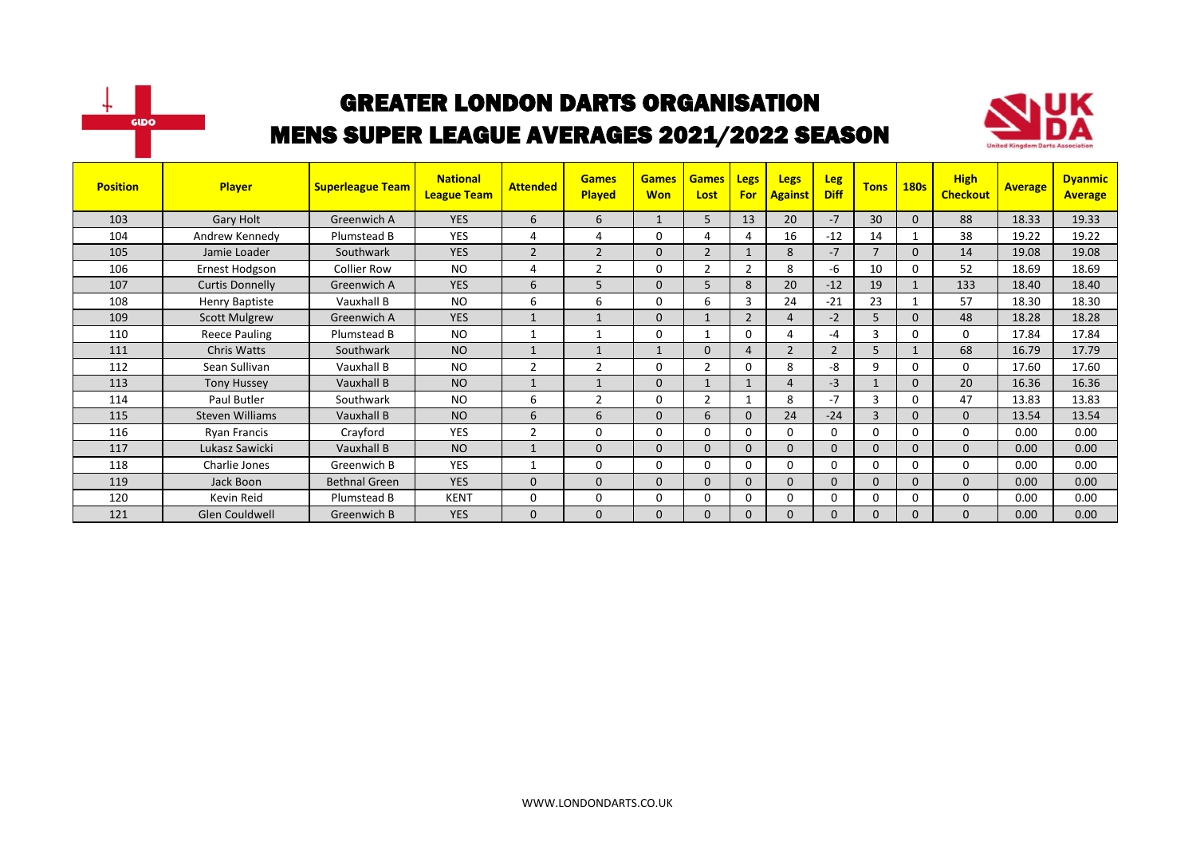# GREATER LONDON DARTS ORGANISATION
## MENS SUPER LEAGUE AVERAGES 2021/2022 SEASON

| Position | Player | Superleague Team | National League Team | Attended | Games Played | Games Won | Games Lost | Legs For | Legs Against | Leg Diff | Tons | 180s | High Checkout | Average | Dyanmic Average |
|---|---|---|---|---|---|---|---|---|---|---|---|---|---|---|---|
| 103 | Gary Holt | Greenwich A | YES | 6 | 6 | 1 | 5 | 13 | 20 | -7 | 30 | 0 | 88 | 18.33 | 19.33 |
| 104 | Andrew Kennedy | Plumstead B | YES | 4 | 4 | 0 | 4 | 4 | 16 | -12 | 14 | 1 | 38 | 19.22 | 19.22 |
| 105 | Jamie Loader | Southwark | YES | 2 | 2 | 0 | 2 | 1 | 8 | -7 | 7 | 0 | 14 | 19.08 | 19.08 |
| 106 | Ernest Hodgson | Collier Row | NO | 4 | 2 | 0 | 2 | 2 | 8 | -6 | 10 | 0 | 52 | 18.69 | 18.69 |
| 107 | Curtis Donnelly | Greenwich A | YES | 6 | 5 | 0 | 5 | 8 | 20 | -12 | 19 | 1 | 133 | 18.40 | 18.40 |
| 108 | Henry Baptiste | Vauxhall B | NO | 6 | 6 | 0 | 6 | 3 | 24 | -21 | 23 | 1 | 57 | 18.30 | 18.30 |
| 109 | Scott Mulgrew | Greenwich A | YES | 1 | 1 | 0 | 1 | 2 | 4 | -2 | 5 | 0 | 48 | 18.28 | 18.28 |
| 110 | Reece Pauling | Plumstead B | NO | 1 | 1 | 0 | 1 | 0 | 4 | -4 | 3 | 0 | 0 | 17.84 | 17.84 |
| 111 | Chris Watts | Southwark | NO | 1 | 1 | 1 | 0 | 4 | 2 | 2 | 5 | 1 | 68 | 16.79 | 17.79 |
| 112 | Sean Sullivan | Vauxhall B | NO | 2 | 2 | 0 | 2 | 0 | 8 | -8 | 9 | 0 | 0 | 17.60 | 17.60 |
| 113 | Tony Hussey | Vauxhall B | NO | 1 | 1 | 0 | 1 | 1 | 4 | -3 | 1 | 0 | 20 | 16.36 | 16.36 |
| 114 | Paul Butler | Southwark | NO | 6 | 2 | 0 | 2 | 1 | 8 | -7 | 3 | 0 | 47 | 13.83 | 13.83 |
| 115 | Steven Williams | Vauxhall B | NO | 6 | 6 | 0 | 6 | 0 | 24 | -24 | 3 | 0 | 0 | 13.54 | 13.54 |
| 116 | Ryan Francis | Crayford | YES | 2 | 0 | 0 | 0 | 0 | 0 | 0 | 0 | 0 | 0 | 0.00 | 0.00 |
| 117 | Lukasz Sawicki | Vauxhall B | NO | 1 | 0 | 0 | 0 | 0 | 0 | 0 | 0 | 0 | 0 | 0.00 | 0.00 |
| 118 | Charlie Jones | Greenwich B | YES | 1 | 0 | 0 | 0 | 0 | 0 | 0 | 0 | 0 | 0 | 0.00 | 0.00 |
| 119 | Jack Boon | Bethnal Green | YES | 0 | 0 | 0 | 0 | 0 | 0 | 0 | 0 | 0 | 0 | 0.00 | 0.00 |
| 120 | Kevin Reid | Plumstead B | KENT | 0 | 0 | 0 | 0 | 0 | 0 | 0 | 0 | 0 | 0 | 0.00 | 0.00 |
| 121 | Glen Couldwell | Greenwich B | YES | 0 | 0 | 0 | 0 | 0 | 0 | 0 | 0 | 0 | 0 | 0.00 | 0.00 |

WWW.LONDONDARTS.CO.UK